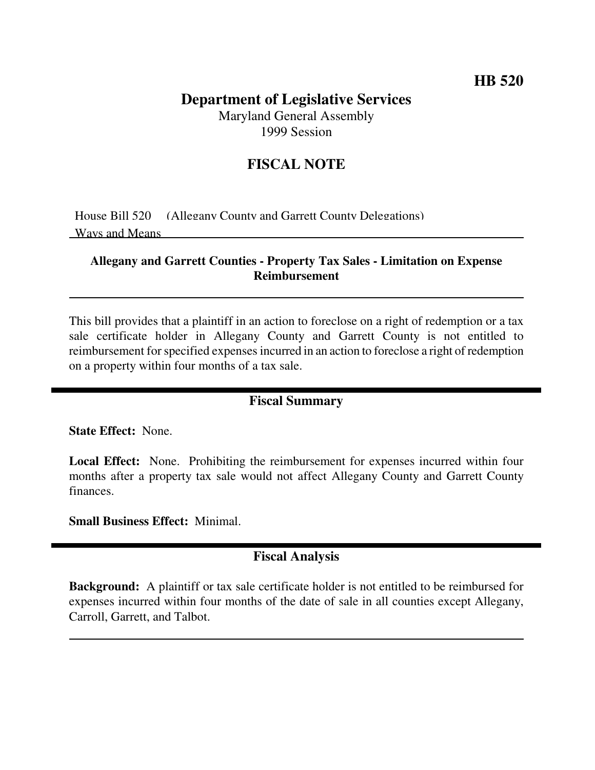**HB 520**

# Department of Legislative Services

Maryland General Assembly
1999 Session

## FISCAL NOTE

House Bill 520 (Allegany County and Garrett County Delegations)
Ways and Means

**Allegany and Garrett Counties - Property Tax Sales - Limitation on Expense Reimbursement**

This bill provides that a plaintiff in an action to foreclose on a right of redemption or a tax sale certificate holder in Allegany County and Garrett County is not entitled to reimbursement for specified expenses incurred in an action to foreclose a right of redemption on a property within four months of a tax sale.

## Fiscal Summary

**State Effect:** None.

**Local Effect:** None. Prohibiting the reimbursement for expenses incurred within four months after a property tax sale would not affect Allegany County and Garrett County finances.

**Small Business Effect:** Minimal.

## Fiscal Analysis

**Background:** A plaintiff or tax sale certificate holder is not entitled to be reimbursed for expenses incurred within four months of the date of sale in all counties except Allegany, Carroll, Garrett, and Talbot.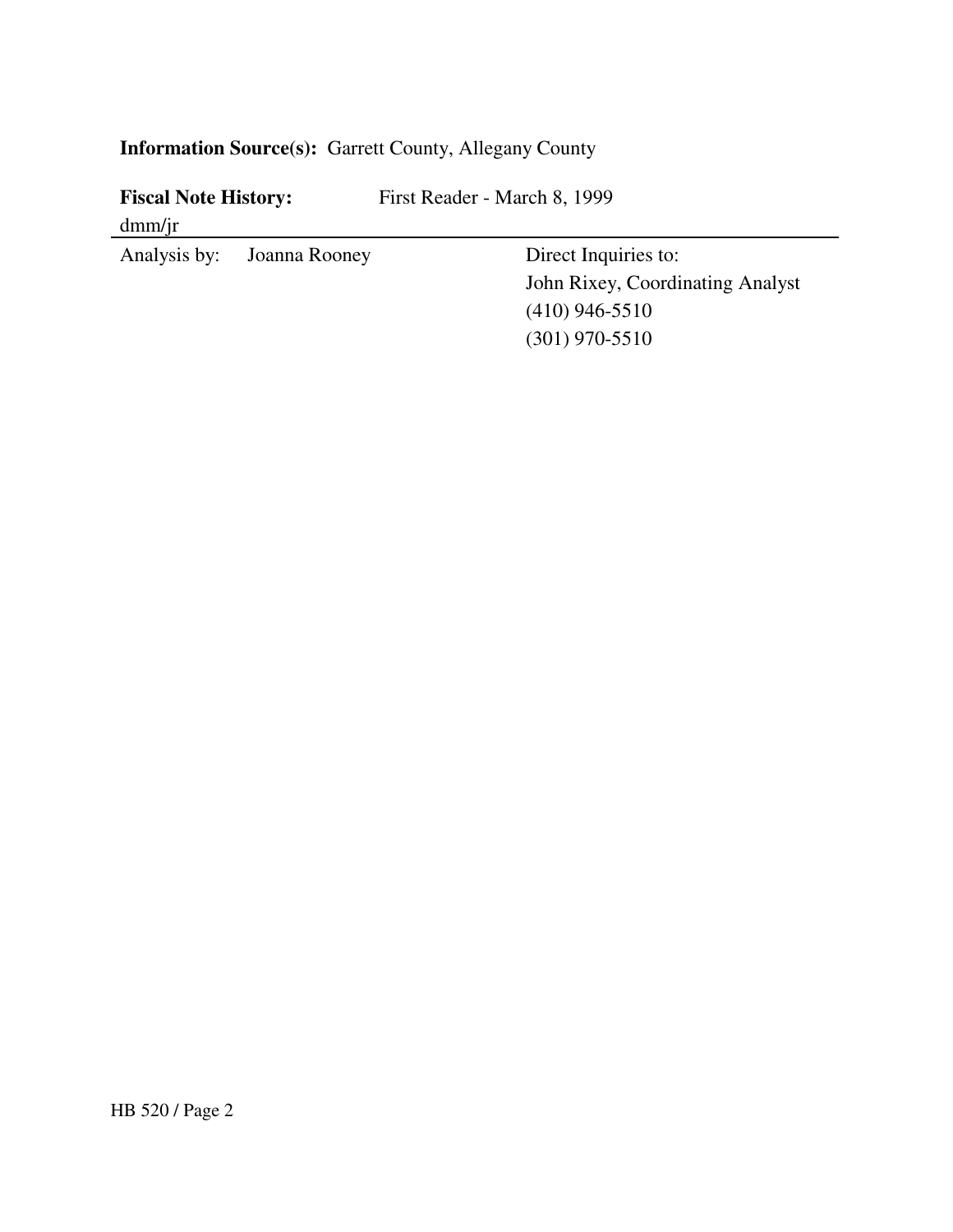**Information Source(s):** Garrett County, Allegany County

**Fiscal Note History:** First Reader - March 8, 1999

dmm/jr

---

Analysis by: Joanna Rooney

Direct Inquiries to:
John Rixey, Coordinating Analyst
(410) 946-5510
(301) 970-5510